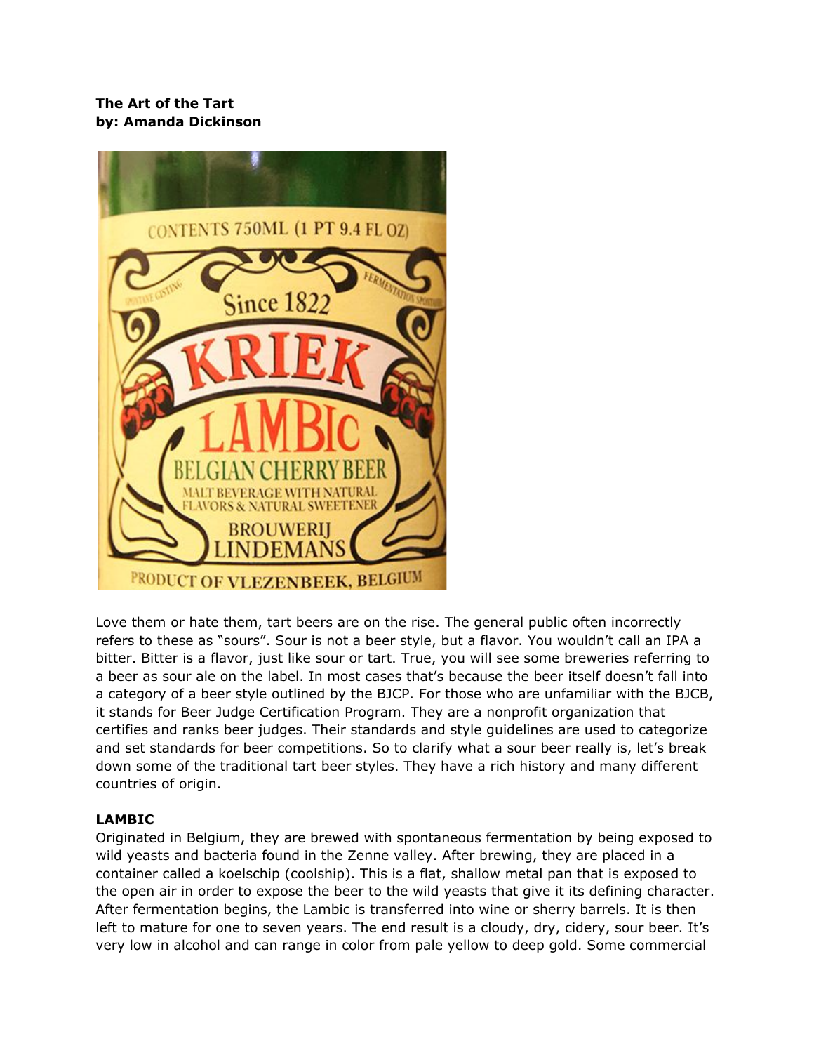**The Art of the Tart**
**by: Amanda Dickinson**

Love them or hate them, tart beers are on the rise. The general public often incorrectly refers to these as "sours". Sour is not a beer style, but a flavor. You wouldn't call an IPA a bitter. Bitter is a flavor, just like sour or tart. True, you will see some breweries referring to a beer as sour ale on the label. In most cases that's because the beer itself doesn't fall into a category of a beer style outlined by the BJCP. For those who are unfamiliar with the BJCB, it stands for Beer Judge Certification Program. They are a nonprofit organization that certifies and ranks beer judges. Their standards and style guidelines are used to categorize and set standards for beer competitions. So to clarify what a sour beer really is, let's break down some of the traditional tart beer styles. They have a rich history and many different countries of origin.

**LAMBIC**

Originated in Belgium, they are brewed with spontaneous fermentation by being exposed to wild yeasts and bacteria found in the Zenne valley. After brewing, they are placed in a container called a koelschip (coolship). This is a flat, shallow metal pan that is exposed to the open air in order to expose the beer to the wild yeasts that give it its defining character. After fermentation begins, the Lambic is transferred into wine or sherry barrels. It is then left to mature for one to seven years. The end result is a cloudy, dry, cidery, sour beer. It's very low in alcohol and can range in color from pale yellow to deep gold. Some commercial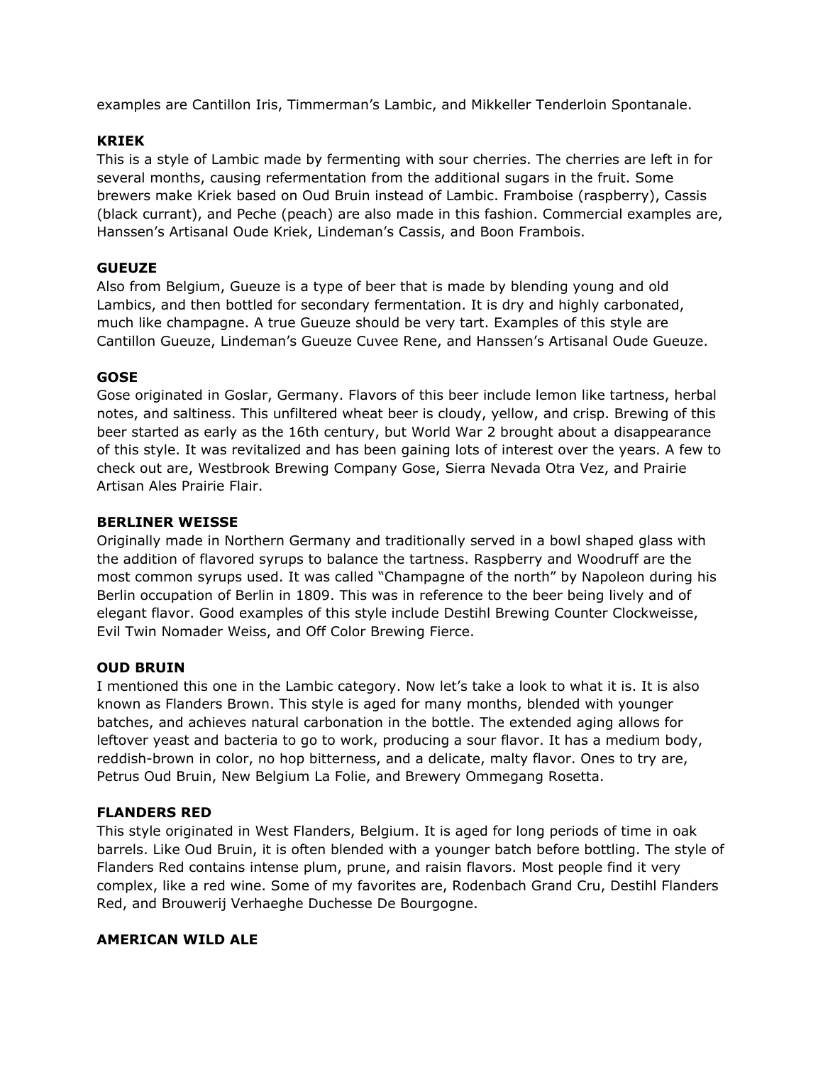examples are Cantillon Iris, Timmerman's Lambic, and Mikkeller Tenderloin Spontanale.

**KRIEK**
This is a style of Lambic made by fermenting with sour cherries. The cherries are left in for several months, causing refermentation from the additional sugars in the fruit. Some brewers make Kriek based on Oud Bruin instead of Lambic. Framboise (raspberry), Cassis (black currant), and Peche (peach) are also made in this fashion. Commercial examples are, Hanssen's Artisanal Oude Kriek, Lindeman's Cassis, and Boon Frambois.

**GUEUZE**
Also from Belgium, Gueuze is a type of beer that is made by blending young and old Lambics, and then bottled for secondary fermentation. It is dry and highly carbonated, much like champagne. A true Gueuze should be very tart. Examples of this style are Cantillon Gueuze, Lindeman's Gueuze Cuvee Rene, and Hanssen's Artisanal Oude Gueuze.

**GOSE**
Gose originated in Goslar, Germany. Flavors of this beer include lemon like tartness, herbal notes, and saltiness. This unfiltered wheat beer is cloudy, yellow, and crisp. Brewing of this beer started as early as the 16th century, but World War 2 brought about a disappearance of this style. It was revitalized and has been gaining lots of interest over the years. A few to check out are, Westbrook Brewing Company Gose, Sierra Nevada Otra Vez, and Prairie Artisan Ales Prairie Flair.

**BERLINER WEISSE**
Originally made in Northern Germany and traditionally served in a bowl shaped glass with the addition of flavored syrups to balance the tartness. Raspberry and Woodruff are the most common syrups used. It was called "Champagne of the north" by Napoleon during his Berlin occupation of Berlin in 1809. This was in reference to the beer being lively and of elegant flavor. Good examples of this style include Destihl Brewing Counter Clockweisse, Evil Twin Nomader Weiss, and Off Color Brewing Fierce.

**OUD BRUIN**
I mentioned this one in the Lambic category. Now let's take a look to what it is. It is also known as Flanders Brown. This style is aged for many months, blended with younger batches, and achieves natural carbonation in the bottle. The extended aging allows for leftover yeast and bacteria to go to work, producing a sour flavor. It has a medium body, reddish-brown in color, no hop bitterness, and a delicate, malty flavor. Ones to try are, Petrus Oud Bruin, New Belgium La Folie, and Brewery Ommegang Rosetta.

**FLANDERS RED**
This style originated in West Flanders, Belgium. It is aged for long periods of time in oak barrels. Like Oud Bruin, it is often blended with a younger batch before bottling. The style of Flanders Red contains intense plum, prune, and raisin flavors. Most people find it very complex, like a red wine. Some of my favorites are, Rodenbach Grand Cru, Destihl Flanders Red, and Brouwerij Verhaeghe Duchesse De Bourgogne.

**AMERICAN WILD ALE**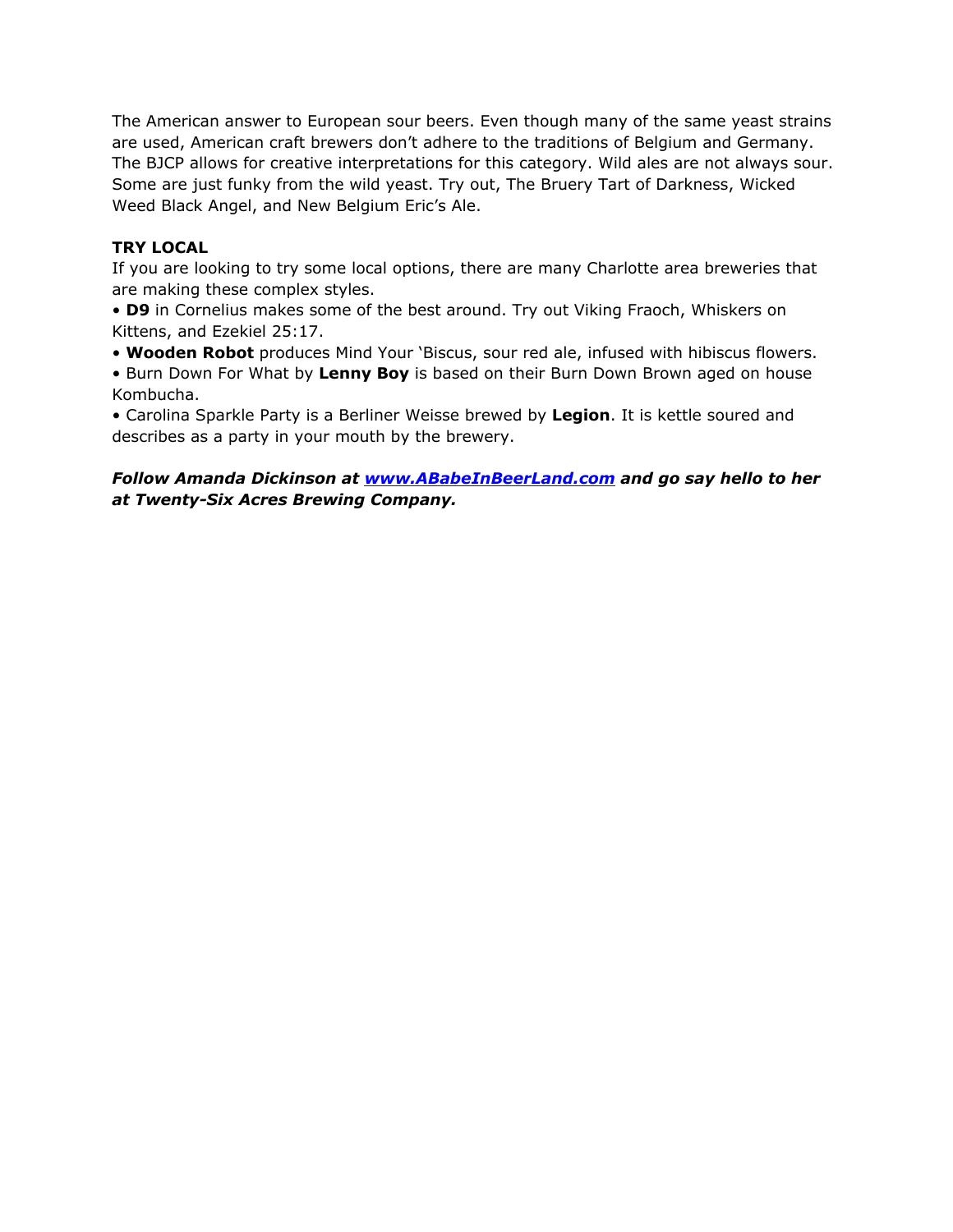The American answer to European sour beers. Even though many of the same yeast strains are used, American craft brewers don't adhere to the traditions of Belgium and Germany. The BJCP allows for creative interpretations for this category. Wild ales are not always sour. Some are just funky from the wild yeast. Try out, The Bruery Tart of Darkness, Wicked Weed Black Angel, and New Belgium Eric's Ale.

**TRY LOCAL**

If you are looking to try some local options, there are many Charlotte area breweries that are making these complex styles.

- **D9** in Cornelius makes some of the best around. Try out Viking Fraoch, Whiskers on Kittens, and Ezekiel 25:17.
- **Wooden Robot** produces Mind Your 'Biscus, sour red ale, infused with hibiscus flowers.
- Burn Down For What by **Lenny Boy** is based on their Burn Down Brown aged on house Kombucha.
- Carolina Sparkle Party is a Berliner Weisse brewed by **Legion**. It is kettle soured and describes as a party in your mouth by the brewery.

***Follow Amanda Dickinson at [www.ABabeInBeerLand.com](http://www.ABabeInBeerLand.com) and go say hello to her at Twenty-Six Acres Brewing Company.***